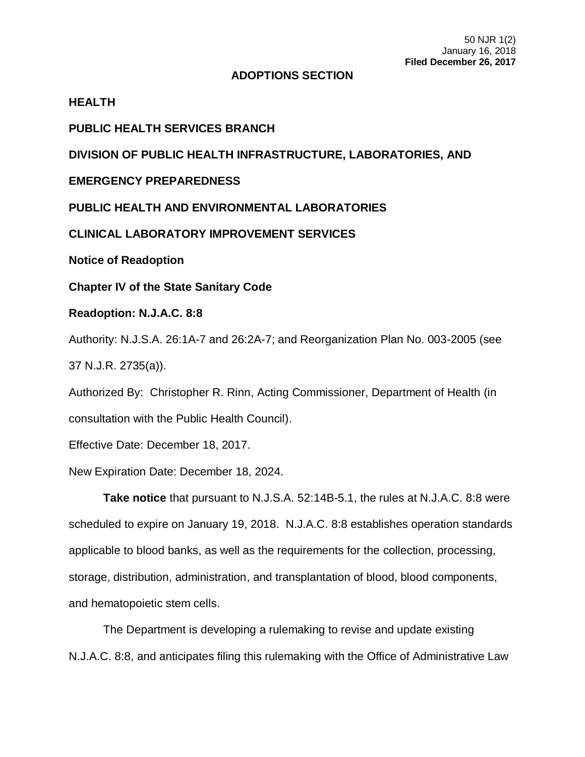50 NJR 1(2)
January 16, 2018
**Filed December 26, 2017**

## ADOPTIONS SECTION

**HEALTH**

**PUBLIC HEALTH SERVICES BRANCH**

**DIVISION OF PUBLIC HEALTH INFRASTRUCTURE, LABORATORIES, AND EMERGENCY PREPAREDNESS**

**PUBLIC HEALTH AND ENVIRONMENTAL LABORATORIES**

**CLINICAL LABORATORY IMPROVEMENT SERVICES**

**Notice of Readoption**

**Chapter IV of the State Sanitary Code**

**Readoption: N.J.A.C. 8:8**

Authority: N.J.S.A. 26:1A-7 and 26:2A-7; and Reorganization Plan No. 003-2005 (see 37 N.J.R. 2735(a)).

Authorized By: Christopher R. Rinn, Acting Commissioner, Department of Health (in consultation with the Public Health Council).

Effective Date: December 18, 2017.

New Expiration Date: December 18, 2024.

**Take notice** that pursuant to N.J.S.A. 52:14B-5.1, the rules at N.J.A.C. 8:8 were scheduled to expire on January 19, 2018. N.J.A.C. 8:8 establishes operation standards applicable to blood banks, as well as the requirements for the collection, processing, storage, distribution, administration, and transplantation of blood, blood components, and hematopoietic stem cells.

The Department is developing a rulemaking to revise and update existing N.J.A.C. 8:8, and anticipates filing this rulemaking with the Office of Administrative Law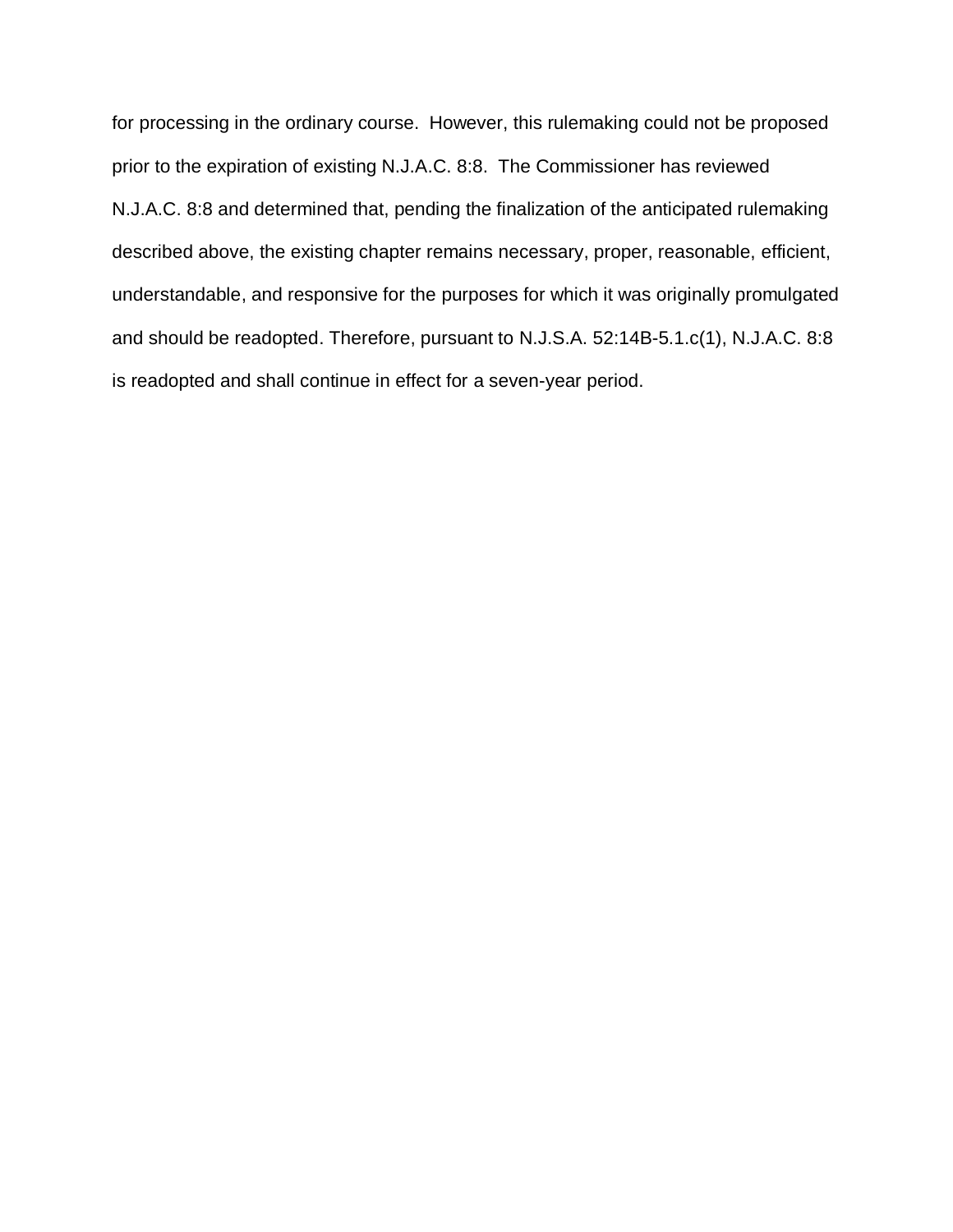for processing in the ordinary course. However, this rulemaking could not be proposed prior to the expiration of existing N.J.A.C. 8:8. The Commissioner has reviewed N.J.A.C. 8:8 and determined that, pending the finalization of the anticipated rulemaking described above, the existing chapter remains necessary, proper, reasonable, efficient, understandable, and responsive for the purposes for which it was originally promulgated and should be readopted. Therefore, pursuant to N.J.S.A. 52:14B-5.1.c(1), N.J.A.C. 8:8 is readopted and shall continue in effect for a seven-year period.